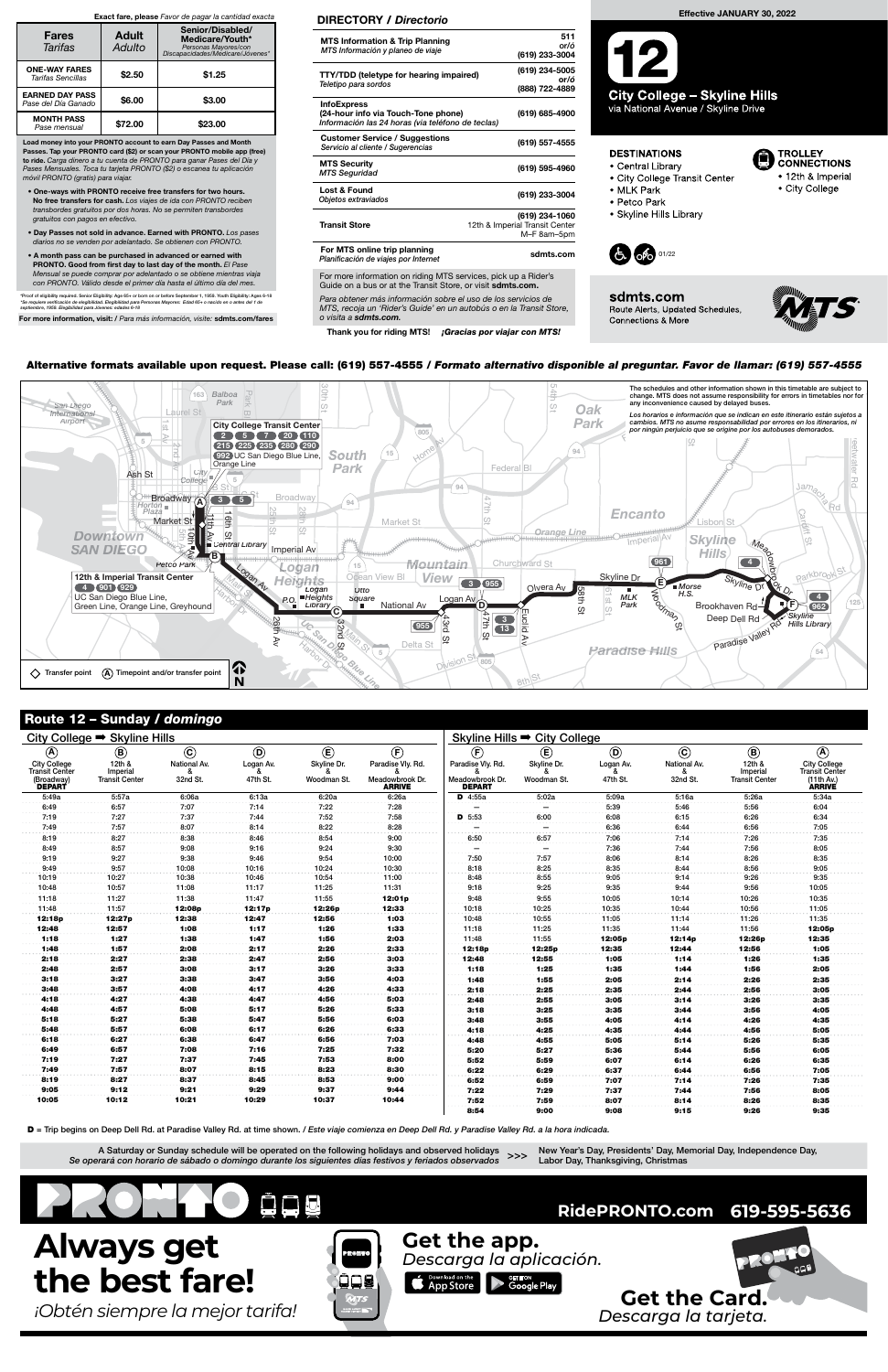Exact fare, please *Favor de pagar la cantidad exacta*

| Fares *Tarifas* | Adult *Adulto* | Senior/Disabled/ Medicare/Youth* *Personas Mayores/con Discapacidades/Medicare/Jóvenes** |
|---|---|---|
| ONE-WAY FARES *Tarifas Sencillas* | $2.50 | $1.25 |
| EARNED DAY PASS *Pase del Día Ganado* | $6.00 | $3.00 |
| MONTH PASS *Pase mensual* | $72.00 | $23.00 |

**Load money into your PRONTO account to earn Day Passes and Month Passes. Tap your PRONTO card ($2) or scan your PRONTO mobile app (free) to ride.** *Carga dinero a tu cuenta de PRONTO para ganar Pases del Día y Pases Mensuales. Toca tu tarjeta PRONTO ($2) o escanea tu aplicación móvil PRONTO (gratis) para viajar.*

- **One-ways with PRONTO receive free transfers for two hours. No free transfers for cash.** *Los viajes de ida con PRONTO reciben transbordes gratuitos por dos horas. No se permiten transbordes gratuitos con pagos en efectivo.*
- **Day Passes not sold in advance. Earned with PRONTO.** *Los pases diarios no se venden por adelantado. Se obtienen con PRONTO.*
- **A month pass can be purchased in advanced or earned with PRONTO. Good from first day to last day of the month.** *El Pase Mensual se puede comprar por adelantado o se obtiene mientras viaja con PRONTO. Válido desde el primer día hasta el último día del mes.*

*Proof of eligibility required. Senior Eligibility: Age 65+ or born on or before September 1, 1959. Youth Eligibility: Ages 6-18
*Se requiere verificación de elegibilidad. Elegibilidad para Personas Mayores: Edad 65+ o nacido en o antes del 1 de septiembre, 1959. Elegibilidad para Jóvenes: edades 6-18

**For more information, visit:** / *Para más información, visite:* **sdmts.com/fares**

## DIRECTORY / *Directorio*

| | |
|---|---|
| MTS Information & Trip Planning *MTS Información y planeo de viaje* | 511 or/ó (619) 233-3004 |
| TTY/TDD (teletype for hearing impaired) *Teletipo para sordos* | (619) 234-5005 or/ó (888) 722-4889 |
| InfoExpress (24-hour info via Touch-Tone phone) *Información las 24 horas (via teléfono de teclas)* | (619) 685-4900 |
| Customer Service / Suggestions *Servicio al cliente / Sugerencias* | (619) 557-4555 |
| MTS Security *MTS Seguridad* | (619) 595-4960 |
| Lost & Found *Objetos extraviados* | (619) 233-3004 |
| Transit Store | (619) 234-1060 12th & Imperial Transit Center M–F 8am–5pm |
| For MTS online trip planning *Planificación de viajes por Internet* | sdmts.com |

For more information on riding MTS services, pick up a Rider's Guide on a bus or at the Transit Store, or visit **sdmts.com.**

*Para obtener más información sobre el uso de los servicios de MTS, recoja un 'Rider's Guide' en un autobús o en la Transit Store, o visita a* **sdmts.com.**

**Thank you for riding MTS!** ***¡Gracias por viajar con MTS!***

Effective JANUARY 30, 2022

# 12

## City College – Skyline Hills

via National Avenue / Skyline Drive

**DESTINATIONS**
- Central Library
- City College Transit Center
- MLK Park
- Petco Park
- Skyline Hills Library

**TROLLEY CONNECTIONS**
- 12th & Imperial
- City College

01/22

**sdmts.com**
Route Alerts, Updated Schedules, Connections & More

**Alternative formats available upon request. Please call: (619) 557-4555 / *Formato alternativo disponible al preguntar. Favor de llamar: (619) 557-4555***

The schedules and other information shown in this timetable are subject to change. MTS does not assume responsibility for errors in timetables nor for any inconvenience caused by delayed buses.

*Los horarios e información que se indican en este itinerario están sujetos a cambios. MTS no asume responsabilidad por errores en los itinerarios, ni por ningún perjuicio que se origine por los autobuses demorados.*

City College Transit Center: 2, 5, 7, 20, 110, 215, 225, 235, 280, 290, 992, UC San Diego Blue Line, Orange Line

12th & Imperial Transit Center: 4, 901, 929, UC San Diego Blue Line, Green Line, Orange Line, Greyhound

◇ Transfer point Ⓐ Timepoint and/or transfer point

## Route 12 – Sunday / *domingo*

### City College ➡ Skyline Hills

| (A) City College Transit Center (Broadway) DEPART | (B) 12th & Imperial Transit Center | (C) National Av. & 32nd St. | (D) Logan Av. & 47th St. | (E) Skyline Dr. & Woodman St. | (F) Paradise Vly. Rd. & Meadowbrook Dr. ARRIVE |
|---|---|---|---|---|---|
| 5:49a | 5:57a | 6:06a | 6:13a | 6:20a | 6:26a |
| 6:49 | 6:57 | 7:07 | 7:14 | 7:22 | 7:28 |
| 7:19 | 7:27 | 7:37 | 7:44 | 7:52 | 7:58 |
| 7:49 | 7:57 | 8:07 | 8:14 | 8:22 | 8:28 |
| 8:19 | 8:27 | 8:38 | 8:46 | 8:54 | 9:00 |
| 8:49 | 8:57 | 9:08 | 9:16 | 9:24 | 9:30 |
| 9:19 | 9:27 | 9:38 | 9:46 | 9:54 | 10:00 |
| 9:49 | 9:57 | 10:08 | 10:16 | 10:24 | 10:30 |
| 10:19 | 10:27 | 10:38 | 10:46 | 10:54 | 11:00 |
| 10:48 | 10:57 | 11:08 | 11:17 | 11:25 | 11:31 |
| 11:18 | 11:27 | 11:38 | 11:47 | 11:55 | **12:01p** |
| 11:48 | 11:57 | **12:08p** | **12:17p** | **12:26p** | **12:33** |
| **12:18p** | **12:27p** | **12:38** | **12:47** | **12:56** | **1:03** |
| **12:48** | **12:57** | **1:08** | **1:17** | **1:26** | **1:33** |
| **1:18** | **1:27** | **1:38** | **1:47** | **1:56** | **2:03** |
| **1:48** | **1:57** | **2:08** | **2:17** | **2:26** | **2:33** |
| **2:18** | **2:27** | **2:38** | **2:47** | **2:56** | **3:03** |
| **2:48** | **2:57** | **3:08** | **3:17** | **3:26** | **3:33** |
| **3:18** | **3:27** | **3:38** | **3:47** | **3:56** | **4:03** |
| **3:48** | **3:57** | **4:08** | **4:17** | **4:26** | **4:33** |
| **4:18** | **4:27** | **4:38** | **4:47** | **4:56** | **5:03** |
| **4:48** | **4:57** | **5:08** | **5:17** | **5:26** | **5:33** |
| **5:18** | **5:27** | **5:38** | **5:47** | **5:56** | **6:03** |
| **5:48** | **5:57** | **6:08** | **6:17** | **6:26** | **6:33** |
| **6:18** | **6:27** | **6:38** | **6:47** | **6:56** | **7:03** |
| **6:49** | **6:57** | **7:08** | **7:16** | **7:25** | **7:32** |
| **7:19** | **7:27** | **7:37** | **7:45** | **7:53** | **8:00** |
| **7:49** | **7:57** | **8:07** | **8:15** | **8:23** | **8:30** |
| **8:19** | **8:27** | **8:37** | **8:45** | **8:53** | **9:00** |
| **9:05** | **9:12** | **9:21** | **9:29** | **9:37** | **9:44** |
| **10:05** | **10:12** | **10:21** | **10:29** | **10:37** | **10:44** |

### Skyline Hills ➡ City College

| (F) Paradise Vly. Rd. & Meadowbrook Dr. DEPART | (E) Skyline Dr. & Woodman St. | (D) Logan Av. & 47th St. | (C) National Av. & 32nd St. | (B) 12th & Imperial Transit Center | (A) City College Transit Center (11th Av.) ARRIVE |
|---|---|---|---|---|---|
| D 4:55a | 5:02a | 5:09a | 5:16a | 5:26a | 5:34a |
| — | — | 5:39 | 5:46 | 5:56 | 6:04 |
| D 5:53 | 6:00 | 6:08 | 6:15 | 6:26 | 6:34 |
| — | — | 6:36 | 6:44 | 6:56 | 7:05 |
| 6:50 | 6:57 | 7:06 | 7:14 | 7:26 | 7:35 |
| — | — | 7:36 | 7:44 | 7:56 | 8:05 |
| 7:50 | 7:57 | 8:06 | 8:14 | 8:26 | 8:35 |
| 8:18 | 8:25 | 8:35 | 8:44 | 8:56 | 9:05 |
| 8:48 | 8:55 | 9:05 | 9:14 | 9:26 | 9:35 |
| 9:18 | 9:25 | 9:35 | 9:44 | 9:56 | 10:05 |
| 9:48 | 9:55 | 10:05 | 10:14 | 10:26 | 10:35 |
| 10:18 | 10:25 | 10:35 | 10:44 | 10:56 | 11:05 |
| 10:48 | 10:55 | 11:05 | 11:14 | 11:26 | 11:35 |
| 11:18 | 11:25 | 11:35 | 11:44 | 11:56 | **12:05p** |
| 11:48 | 11:55 | **12:05p** | **12:14p** | **12:26p** | **12:35** |
| **12:18p** | **12:25p** | **12:35** | **12:44** | **12:56** | **1:05** |
| **12:48** | **12:55** | **1:05** | **1:14** | **1:26** | **1:35** |
| **1:18** | **1:25** | **1:35** | **1:44** | **1:56** | **2:05** |
| **1:48** | **1:55** | **2:05** | **2:14** | **2:26** | **2:35** |
| **2:18** | **2:25** | **2:35** | **2:44** | **2:56** | **3:05** |
| **2:48** | **2:55** | **3:05** | **3:14** | **3:26** | **3:35** |
| **3:18** | **3:25** | **3:35** | **3:44** | **3:56** | **4:05** |
| **3:48** | **3:55** | **4:05** | **4:14** | **4:26** | **4:35** |
| **4:18** | **4:25** | **4:35** | **4:44** | **4:56** | **5:05** |
| **4:48** | **4:55** | **5:05** | **5:14** | **5:26** | **5:35** |
| **5:20** | **5:27** | **5:36** | **5:44** | **5:56** | **6:05** |
| **5:52** | **5:59** | **6:07** | **6:14** | **6:26** | **6:35** |
| **6:22** | **6:29** | **6:37** | **6:44** | **6:56** | **7:05** |
| **6:52** | **6:59** | **7:07** | **7:14** | **7:26** | **7:35** |
| **7:22** | **7:29** | **7:37** | **7:44** | **7:56** | **8:05** |
| **7:52** | **7:59** | **8:07** | **8:14** | **8:26** | **8:35** |
| **8:54** | **9:00** | **9:08** | **9:15** | **9:26** | **9:35** |

**D** = Trip begins on Deep Dell Rd. at Paradise Valley Rd. at time shown. / *Este viaje comienza en Deep Dell Rd. y Paradise Valley Rd. a la hora indicada.*

A Saturday or Sunday schedule will be operated on the following holidays and observed holidays *Se operará con horario de sábado o domingo durante los siguientes días festivos y feriados observados* >>> New Year's Day, Presidents' Day, Memorial Day, Independence Day, Labor Day, Thanksgiving, Christmas

**PRONTO**

**RidePRONTO.com 619-595-5636**

# Always get the best fare!

*¡Obtén siempre la mejor tarifa!*

**Get the app.** *Descarga la aplicación.*

Download on the App Store | GET IT ON Google Play

**Get the Card.** *Descarga la tarjeta.*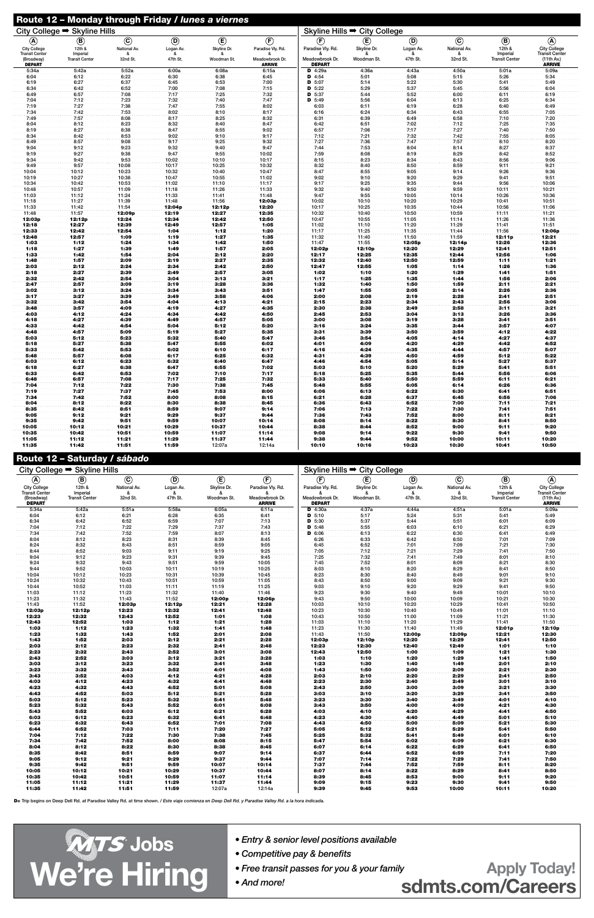## Route 12 – Monday through Friday / *lunes a viernes*

### City College ➡ Skyline Hills

| Ⓐ City College Transit Center (Broadway) DEPART | Ⓑ 12th & Imperial Transit Center | Ⓒ National Av. & 32nd St. | Ⓓ Logan Av. & 47th St. | Ⓔ Skyline Dr. & Woodman St. | Ⓕ Paradise Vly. Rd. & Meadowbrook Dr. ARRIVE |
|---|---|---|---|---|---|
| 5:34a | 5:42a | 5:52a | 6:00a | 6:08a | 6:15a |
| 6:04 | 6:12 | 6:22 | 6:30 | 6:38 | 6:45 |
| 6:19 | 6:27 | 6:37 | 6:45 | 6:53 | 7:00 |
| 6:34 | 6:42 | 6:52 | 7:00 | 7:08 | 7:15 |
| 6:49 | 6:57 | 7:08 | 7:17 | 7:25 | 7:32 |
| 7:04 | 7:12 | 7:23 | 7:32 | 7:40 | 7:47 |
| 7:19 | 7:27 | 7:38 | 7:47 | 7:55 | 8:02 |
| 7:34 | 7:42 | 7:53 | 8:02 | 8:10 | 8:17 |
| 7:49 | 7:57 | 8:08 | 8:17 | 8:25 | 8:32 |
| 8:04 | 8:12 | 8:23 | 8:32 | 8:40 | 8:47 |
| 8:19 | 8:27 | 8:38 | 8:47 | 8:55 | 9:02 |
| 8:34 | 8:42 | 8:53 | 9:02 | 9:10 | 9:17 |
| 8:49 | 8:57 | 9:08 | 9:17 | 9:25 | 9:32 |
| 9:04 | 9:12 | 9:23 | 9:32 | 9:40 | 9:47 |
| 9:19 | 9:27 | 9:38 | 9:47 | 9:55 | 10:02 |
| 9:34 | 9:42 | 9:53 | 10:02 | 10:10 | 10:17 |
| 9:49 | 9:57 | 10:08 | 10:17 | 10:25 | 10:32 |
| 10:04 | 10:12 | 10:23 | 10:32 | 10:40 | 10:47 |
| 10:19 | 10:27 | 10:38 | 10:47 | 10:55 | 11:02 |
| 10:34 | 10:42 | 10:53 | 11:02 | 11:10 | 11:17 |
| 10:48 | 10:57 | 11:09 | 11:18 | 11:26 | 11:33 |
| 11:03 | 11:12 | 11:24 | 11:33 | 11:41 | 11:48 |
| 11:18 | 11:27 | 11:39 | 11:48 | 11:56 | **12:03p** |
| 11:33 | 11:42 | 11:54 | **12:04p** | **12:12p** | **12:20** |
| 11:48 | 11:57 | **12:09p** | **12:19** | **12:27** | **12:35** |
| **12:03p** | **12:12p** | **12:24** | **12:34** | **12:42** | **12:50** |
| **12:18** | **12:27** | **12:39** | **12:49** | **12:57** | **1:05** |
| **12:33** | **12:42** | **12:54** | **1:04** | **1:12** | **1:20** |
| **12:48** | **12:57** | **1:09** | **1:19** | **1:27** | **1:35** |
| **1:03** | **1:12** | **1:24** | **1:34** | **1:42** | **1:50** |
| **1:18** | **1:27** | **1:39** | **1:49** | **1:57** | **2:05** |
| **1:33** | **1:42** | **1:54** | **2:04** | **2:12** | **2:20** |
| **1:48** | **1:57** | **2:09** | **2:19** | **2:27** | **2:35** |
| **2:03** | **2:12** | **2:24** | **2:34** | **2:42** | **2:50** |
| **2:18** | **2:27** | **2:39** | **2:49** | **2:57** | **3:05** |
| **2:32** | **2:42** | **2:54** | **3:04** | **3:13** | **3:21** |
| **2:47** | **2:57** | **3:09** | **3:19** | **3:28** | **3:36** |
| **3:02** | **3:12** | **3:24** | **3:34** | **3:43** | **3:51** |
| **3:17** | **3:27** | **3:39** | **3:49** | **3:58** | **4:06** |
| **3:32** | **3:42** | **3:54** | **4:04** | **4:13** | **4:21** |
| **3:48** | **3:57** | **4:09** | **4:19** | **4:27** | **4:35** |
| **4:03** | **4:12** | **4:24** | **4:34** | **4:42** | **4:50** |
| **4:18** | **4:27** | **4:39** | **4:49** | **4:57** | **5:05** |
| **4:33** | **4:42** | **4:54** | **5:04** | **5:12** | **5:20** |
| **4:48** | **4:57** | **5:09** | **5:19** | **5:27** | **5:35** |
| **5:03** | **5:12** | **5:23** | **5:32** | **5:40** | **5:47** |
| **5:18** | **5:27** | **5:38** | **5:47** | **5:55** | **6:02** |
| **5:33** | **5:42** | **5:53** | **6:02** | **6:10** | **6:17** |
| **5:48** | **5:57** | **6:08** | **6:17** | **6:25** | **6:32** |
| **6:03** | **6:12** | **6:23** | **6:32** | **6:40** | **6:47** |
| **6:18** | **6:27** | **6:38** | **6:47** | **6:55** | **7:02** |
| **6:33** | **6:42** | **6:53** | **7:02** | **7:10** | **7:17** |
| **6:48** | **6:57** | **7:08** | **7:17** | **7:25** | **7:32** |
| **7:04** | **7:12** | **7:22** | **7:30** | **7:38** | **7:45** |
| **7:19** | **7:27** | **7:37** | **7:45** | **7:53** | **8:00** |
| **7:34** | **7:42** | **7:52** | **8:00** | **8:08** | **8:15** |
| **8:04** | **8:12** | **8:22** | **8:30** | **8:38** | **8:45** |
| **8:35** | **8:42** | **8:51** | **8:59** | **9:07** | **9:14** |
| **9:05** | **9:12** | **9:21** | **9:29** | **9:37** | **9:44** |
| **9:35** | **9:42** | **9:51** | **9:59** | **10:07** | **10:14** |
| **10:05** | **10:12** | **10:21** | **10:29** | **10:37** | **10:44** |
| **10:35** | **10:42** | **10:51** | **10:59** | **11:07** | **11:14** |
| **11:05** | **11:12** | **11:21** | **11:29** | **11:37** | **11:44** |
| **11:35** | **11:42** | **11:51** | **11:59** | 12:07a | 12:14a |

### Skyline Hills ➡ City College

| Ⓕ Paradise Vly. Rd. & Meadowbrook Dr. DEPART | Ⓔ Skyline Dr. & Woodman St. | Ⓓ Logan Av. & 47th St. | Ⓒ National Av. & 32nd St. | Ⓑ 12th & Imperial Transit Center | Ⓐ City College Transit Center (11th Av.) ARRIVE |
|---|---|---|---|---|---|
| **D** 4:29a | 4:36a | 4:43a | 4:50a | 5:01a | 5:09a |
| **D** 4:54 | 5:01 | 5:08 | 5:15 | 5:26 | 5:34 |
| **D** 5:07 | 5:14 | 5:22 | 5:30 | 5:41 | 5:49 |
| **D** 5:22 | 5:29 | 5:37 | 5:45 | 5:56 | 6:04 |
| **D** 5:37 | 5:44 | 5:52 | 6:00 | 6:11 | 6:19 |
| **D** 5:49 | 5:56 | 6:04 | 6:13 | 6:25 | 6:34 |
| 6:03 | 6:11 | 6:19 | 6:28 | 6:40 | 6:49 |
| 6:16 | 6:24 | 6:34 | 6:43 | 6:55 | 7:05 |
| 6:31 | 6:39 | 6:49 | 6:58 | 7:10 | 7:20 |
| 6:42 | 6:51 | 7:02 | 7:12 | 7:25 | 7:35 |
| 6:57 | 7:06 | 7:17 | 7:27 | 7:40 | 7:50 |
| 7:12 | 7:21 | 7:32 | 7:42 | 7:55 | 8:05 |
| 7:27 | 7:36 | 7:47 | 7:57 | 8:10 | 8:20 |
| 7:44 | 7:53 | 8:04 | 8:14 | 8:27 | 8:37 |
| 7:59 | 8:08 | 8:19 | 8:29 | 8:42 | 8:52 |
| 8:15 | 8:23 | 8:34 | 8:43 | 8:56 | 9:06 |
| 8:32 | 8:40 | 8:50 | 8:59 | 9:11 | 9:21 |
| 8:47 | 8:55 | 9:05 | 9:14 | 9:26 | 9:36 |
| 9:02 | 9:10 | 9:20 | 9:29 | 9:41 | 9:51 |
| 9:17 | 9:25 | 9:35 | 9:44 | 9:56 | 10:06 |
| 9:32 | 9:40 | 9:50 | 9:59 | 10:11 | 10:21 |
| 9:47 | 9:55 | 10:05 | 10:14 | 10:26 | 10:36 |
| 10:02 | 10:10 | 10:20 | 10:29 | 10:41 | 10:51 |
| 10:17 | 10:25 | 10:35 | 10:44 | 10:56 | 11:06 |
| 10:32 | 10:40 | 10:50 | 10:59 | 11:11 | 11:21 |
| 10:47 | 10:55 | 11:05 | 11:14 | 11:26 | 11:36 |
| 11:02 | 11:10 | 11:20 | 11:29 | 11:41 | 11:51 |
| 11:17 | 11:25 | 11:35 | 11:44 | 11:56 | **12:06p** |
| 11:32 | 11:40 | 11:50 | 11:59 | **12:11p** | **12:21** |
| 11:47 | 11:55 | **12:05p** | **12:14p** | **12:26** | **12:36** |
| **12:02p** | **12:10p** | **12:20** | **12:29** | **12:41** | **12:51** |
| **12:17** | **12:25** | **12:35** | **12:44** | **12:56** | **1:06** |
| **12:32** | **12:40** | **12:50** | **12:59** | **1:11** | **1:21** |
| **12:47** | **12:55** | **1:05** | **1:14** | **1:26** | **1:36** |
| **1:02** | **1:10** | **1:20** | **1:29** | **1:41** | **1:51** |
| **1:17** | **1:25** | **1:35** | **1:44** | **1:56** | **2:06** |
| **1:32** | **1:40** | **1:50** | **1:59** | **2:11** | **2:21** |
| **1:47** | **1:55** | **2:05** | **2:14** | **2:26** | **2:36** |
| **2:00** | **2:08** | **2:19** | **2:28** | **2:41** | **2:51** |
| **2:15** | **2:23** | **2:34** | **2:43** | **2:56** | **3:06** |
| **2:30** | **2:38** | **2:49** | **2:58** | **3:11** | **3:21** |
| **2:45** | **2:53** | **3:04** | **3:13** | **3:26** | **3:36** |
| **3:00** | **3:08** | **3:19** | **3:28** | **3:41** | **3:51** |
| **3:16** | **3:24** | **3:35** | **3:44** | **3:57** | **4:07** |
| **3:31** | **3:39** | **3:50** | **3:59** | **4:12** | **4:22** |
| **3:46** | **3:54** | **4:05** | **4:14** | **4:27** | **4:37** |
| **4:01** | **4:09** | **4:20** | **4:29** | **4:42** | **4:52** |
| **4:16** | **4:24** | **4:35** | **4:44** | **4:57** | **5:07** |
| **4:31** | **4:39** | **4:50** | **4:59** | **5:12** | **5:22** |
| **4:46** | **4:54** | **5:05** | **5:14** | **5:27** | **5:37** |
| **5:03** | **5:10** | **5:20** | **5:29** | **5:41** | **5:51** |
| **5:18** | **5:25** | **5:35** | **5:44** | **5:56** | **6:06** |
| **5:33** | **5:40** | **5:50** | **5:59** | **6:11** | **6:21** |
| **5:48** | **5:55** | **6:05** | **6:14** | **6:26** | **6:36** |
| **6:06** | **6:13** | **6:22** | **6:30** | **6:41** | **6:51** |
| **6:21** | **6:28** | **6:37** | **6:45** | **6:56** | **7:06** |
| **6:36** | **6:43** | **6:52** | **7:00** | **7:11** | **7:21** |
| **7:06** | **7:13** | **7:22** | **7:30** | **7:41** | **7:51** |
| **7:36** | **7:43** | **7:52** | **8:00** | **8:11** | **8:21** |
| **8:08** | **8:14** | **8:22** | **8:30** | **8:41** | **8:50** |
| **8:38** | **8:44** | **8:52** | **9:00** | **9:11** | **9:20** |
| **9:08** | **9:14** | **9:22** | **9:30** | **9:41** | **9:50** |
| **9:38** | **9:44** | **9:52** | **10:00** | **10:11** | **10:20** |
| **10:10** | **10:16** | **10:23** | **10:30** | **10:41** | **10:50** |

## Route 12 – Saturday / *sábado*

### City College ➡ Skyline Hills

| Ⓐ City College Transit Center (Broadway) DEPART | Ⓑ 12th & Imperial Transit Center | Ⓒ National Av. & 32nd St. | Ⓓ Logan Av. & 47th St. | Ⓔ Skyline Dr. & Woodman St. | Ⓕ Paradise Vly. Rd. & Meadowbrook Dr. ARRIVE |
|---|---|---|---|---|---|
| 5:34a | 5:42a | 5:51a | 5:58a | 6:05a | 6:11a |
| 6:04 | 6:12 | 6:21 | 6:28 | 6:35 | 6:41 |
| 6:34 | 6:42 | 6:52 | 6:59 | 7:07 | 7:13 |
| 7:04 | 7:12 | 7:22 | 7:29 | 7:37 | 7:43 |
| 7:34 | 7:42 | 7:52 | 7:59 | 8:07 | 8:13 |
| 8:04 | 8:12 | 8:23 | 8:31 | 8:39 | 8:45 |
| 8:24 | 8:32 | 8:43 | 8:51 | 8:59 | 9:05 |
| 8:44 | 8:52 | 9:03 | 9:11 | 9:19 | 9:25 |
| 9:04 | 9:12 | 9:23 | 9:31 | 9:39 | 9:45 |
| 9:24 | 9:32 | 9:43 | 9:51 | 9:59 | 10:05 |
| 9:44 | 9:52 | 10:03 | 10:11 | 10:19 | 10:25 |
| 10:04 | 10:12 | 10:23 | 10:31 | 10:39 | 10:45 |
| 10:24 | 10:32 | 10:43 | 10:51 | 10:59 | 11:05 |
| 10:44 | 10:52 | 11:03 | 11:11 | 11:19 | 11:25 |
| 11:03 | 11:12 | 11:23 | 11:32 | 11:40 | 11:46 |
| 11:23 | 11:32 | 11:43 | 11:52 | **12:00p** | **12:06p** |
| 11:43 | 11:52 | **12:03p** | **12:12p** | **12:21** | **12:28** |
| **12:03p** | **12:12p** | **12:23** | **12:32** | **12:41** | **12:48** |
| **12:23** | **12:32** | **12:43** | **12:52** | **1:01** | **1:08** |
| **12:43** | **12:52** | **1:03** | **1:12** | **1:21** | **1:28** |
| **1:03** | **1:12** | **1:23** | **1:32** | **1:41** | **1:48** |
| **1:23** | **1:32** | **1:43** | **1:52** | **2:01** | **2:08** |
| **1:43** | **1:52** | **2:03** | **2:12** | **2:21** | **2:28** |
| **2:03** | **2:12** | **2:23** | **2:32** | **2:41** | **2:48** |
| **2:23** | **2:32** | **2:43** | **2:52** | **3:01** | **3:08** |
| **2:43** | **2:52** | **3:03** | **3:12** | **3:21** | **3:28** |
| **3:03** | **3:12** | **3:23** | **3:32** | **3:41** | **3:48** |
| **3:23** | **3:32** | **3:43** | **3:52** | **4:01** | **4:08** |
| **3:43** | **3:52** | **4:03** | **4:12** | **4:21** | **4:28** |
| **4:03** | **4:12** | **4:23** | **4:32** | **4:41** | **4:48** |
| **4:23** | **4:32** | **4:43** | **4:52** | **5:01** | **5:08** |
| **4:43** | **4:52** | **5:03** | **5:12** | **5:21** | **5:28** |
| **5:03** | **5:12** | **5:23** | **5:32** | **5:41** | **5:48** |
| **5:23** | **5:32** | **5:43** | **5:52** | **6:01** | **6:08** |
| **5:43** | **5:52** | **6:03** | **6:12** | **6:21** | **6:28** |
| **6:03** | **6:12** | **6:23** | **6:32** | **6:41** | **6:48** |
| **6:23** | **6:32** | **6:43** | **6:52** | **7:01** | **7:08** |
| **6:44** | **6:52** | **7:03** | **7:11** | **7:20** | **7:27** |
| **7:04** | **7:12** | **7:22** | **7:30** | **7:38** | **7:45** |
| **7:34** | **7:42** | **7:52** | **8:00** | **8:08** | **8:15** |
| **8:04** | **8:12** | **8:22** | **8:30** | **8:38** | **8:45** |
| **8:35** | **8:42** | **8:51** | **8:59** | **9:07** | **9:14** |
| **9:05** | **9:12** | **9:21** | **9:29** | **9:37** | **9:44** |
| **9:35** | **9:42** | **9:51** | **9:59** | **10:07** | **10:14** |
| **10:05** | **10:12** | **10:21** | **10:29** | **10:37** | **10:44** |
| **10:35** | **10:42** | **10:51** | **10:59** | **11:07** | **11:14** |
| **11:05** | **11:12** | **11:21** | **11:29** | **11:37** | **11:44** |
| **11:35** | **11:42** | **11:51** | **11:59** | 12:07a | 12:14a |

### Skyline Hills ➡ City College

| Ⓕ Paradise Vly. Rd. & Meadowbrook Dr. DEPART | Ⓔ Skyline Dr. & Woodman St. | Ⓓ Logan Av. & 47th St. | Ⓒ National Av. & 32nd St. | Ⓑ 12th & Imperial Transit Center | Ⓐ City College Transit Center (11th Av.) ARRIVE |
|---|---|---|---|---|---|
| **D** 4:30a | 4:37a | 4:44a | 4:51a | 5:01a | 5:09a |
| **D** 5:10 | 5:17 | 5:24 | 5:31 | 5:41 | 5:49 |
| **D** 5:30 | 5:37 | 5:44 | 5:51 | 6:01 | 6:09 |
| **D** 5:48 | 5:55 | 6:03 | 6:10 | 6:21 | 6:29 |
| **D** 6:06 | 6:13 | 6:22 | 6:30 | 6:41 | 6:49 |
| 6:26 | 6:33 | 6:42 | 6:50 | 7:01 | 7:09 |
| 6:45 | 6:52 | 7:01 | 7:09 | 7:21 | 7:30 |
| 7:05 | 7:12 | 7:21 | 7:29 | 7:41 | 7:50 |
| 7:25 | 7:32 | 7:41 | 7:49 | 8:01 | 8:10 |
| 7:45 | 7:52 | 8:01 | 8:09 | 8:21 | 8:30 |
| 8:03 | 8:10 | 8:20 | 8:29 | 8:41 | 8:50 |
| 8:23 | 8:30 | 8:40 | 8:49 | 9:01 | 9:10 |
| 8:43 | 8:50 | 9:00 | 9:09 | 9:21 | 9:30 |
| 9:03 | 9:10 | 9:20 | 9:29 | 9:41 | 9:50 |
| 9:23 | 9:30 | 9:40 | 9:49 | 10:01 | 10:10 |
| 9:43 | 9:50 | 10:00 | 10:09 | 10:21 | 10:30 |
| 10:03 | 10:10 | 10:20 | 10:29 | 10:41 | 10:50 |
| 10:23 | 10:30 | 10:40 | 10:49 | 11:01 | 11:10 |
| 10:43 | 10:50 | 11:00 | 11:09 | 11:21 | 11:30 |
| 11:03 | 11:10 | 11:20 | 11:29 | 11:41 | 11:50 |
| 11:23 | 11:30 | 11:40 | 11:49 | **12:01p** | **12:10p** |
| 11:43 | 11:50 | **12:00p** | **12:09p** | **12:21** | **12:30** |
| **12:03p** | **12:10p** | **12:20** | **12:29** | **12:41** | **12:50** |
| **12:23** | **12:30** | **12:40** | **12:49** | **1:01** | **1:10** |
| **12:43** | **12:50** | **1:00** | **1:09** | **1:21** | **1:30** |
| **1:03** | **1:10** | **1:20** | **1:29** | **1:41** | **1:50** |
| **1:23** | **1:30** | **1:40** | **1:49** | **2:01** | **2:10** |
| **1:43** | **1:50** | **2:00** | **2:09** | **2:21** | **2:30** |
| **2:03** | **2:10** | **2:20** | **2:29** | **2:41** | **2:50** |
| **2:23** | **2:30** | **2:40** | **2:49** | **3:01** | **3:10** |
| **2:43** | **2:50** | **3:00** | **3:09** | **3:21** | **3:30** |
| **3:03** | **3:10** | **3:20** | **3:29** | **3:41** | **3:50** |
| **3:23** | **3:30** | **3:40** | **3:49** | **4:01** | **4:10** |
| **3:43** | **3:50** | **4:00** | **4:09** | **4:21** | **4:30** |
| **4:03** | **4:10** | **4:20** | **4:29** | **4:41** | **4:50** |
| **4:23** | **4:30** | **4:40** | **4:49** | **5:01** | **5:10** |
| **4:43** | **4:50** | **5:00** | **5:09** | **5:21** | **5:30** |
| **5:05** | **5:12** | **5:21** | **5:29** | **5:41** | **5:50** |
| **5:25** | **5:32** | **5:41** | **5:49** | **6:01** | **6:10** |
| **5:47** | **5:54** | **6:02** | **6:09** | **6:21** | **6:30** |
| **6:07** | **6:14** | **6:22** | **6:29** | **6:41** | **6:50** |
| **6:37** | **6:44** | **6:52** | **6:59** | **7:11** | **7:20** |
| **7:07** | **7:14** | **7:22** | **7:29** | **7:41** | **7:50** |
| **7:37** | **7:44** | **7:52** | **7:59** | **8:11** | **8:20** |
| **8:07** | **8:14** | **8:22** | **8:29** | **8:41** | **8:50** |
| **8:39** | **8:45** | **8:53** | **9:00** | **9:11** | **9:20** |
| **9:09** | **9:15** | **9:23** | **9:30** | **9:41** | **9:50** |
| **9:39** | **9:45** | **9:53** | **10:00** | **10:11** | **10:20** |

**D**= Trip begins on Deep Dell Rd. at Paradise Valley Rd. at time shown. / *Este viaje comienza en Deep Dell Rd. y Paradise Valley Rd. a la hora indicada.*

**MTS Jobs**
**We're Hiring**

- *Entry & senior level positions available*
- *Competitive pay & benefits*
- *Free transit passes for you & your family*
- *And more!*

**Apply Today!**
**sdmts.com/Careers**